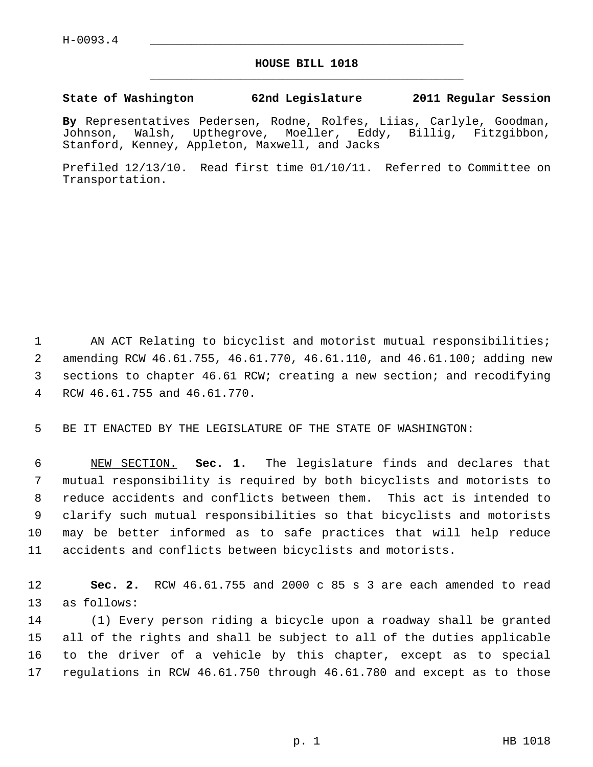H-0093.4

# HOUSE BILL 1018

**State of Washington 62nd Legislature 2011 Regular Session**

**By** Representatives Pedersen, Rodne, Rolfes, Liias, Carlyle, Goodman, Johnson, Walsh, Upthegrove, Moeller, Eddy, Billig, Fitzgibbon, Stanford, Kenney, Appleton, Maxwell, and Jacks

Prefiled 12/13/10. Read first time 01/10/11. Referred to Committee on Transportation.

AN ACT Relating to bicyclist and motorist mutual responsibilities; amending RCW 46.61.755, 46.61.770, 46.61.110, and 46.61.100; adding new sections to chapter 46.61 RCW; creating a new section; and recodifying RCW 46.61.755 and 46.61.770.

BE IT ENACTED BY THE LEGISLATURE OF THE STATE OF WASHINGTON:

NEW SECTION. **Sec. 1.** The legislature finds and declares that mutual responsibility is required by both bicyclists and motorists to reduce accidents and conflicts between them. This act is intended to clarify such mutual responsibilities so that bicyclists and motorists may be better informed as to safe practices that will help reduce accidents and conflicts between bicyclists and motorists.

**Sec. 2.** RCW 46.61.755 and 2000 c 85 s 3 are each amended to read as follows:

(1) Every person riding a bicycle upon a roadway shall be granted all of the rights and shall be subject to all of the duties applicable to the driver of a vehicle by this chapter, except as to special regulations in RCW 46.61.750 through 46.61.780 and except as to those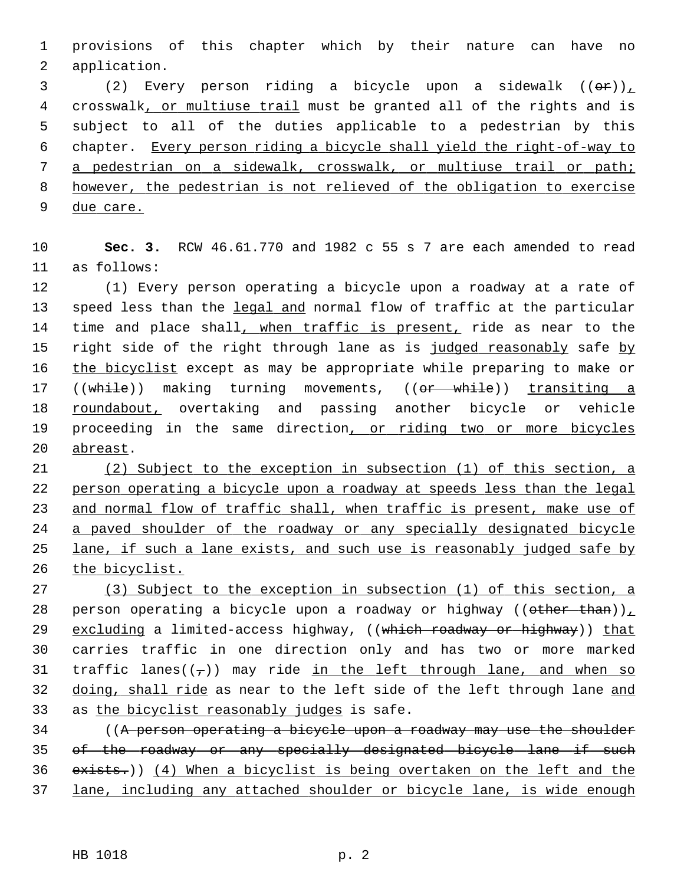provisions of this chapter which by their nature can have no application.

(2) Every person riding a bicycle upon a sidewalk ((~~or~~))<u>,</u> crosswalk<u>, or multiuse trail</u> must be granted all of the rights and is subject to all of the duties applicable to a pedestrian by this chapter. <u>Every person riding a bicycle shall yield the right-of-way to a pedestrian on a sidewalk, crosswalk, or multiuse trail or path; however, the pedestrian is not relieved of the obligation to exercise due care.</u>

**Sec. 3.** RCW 46.61.770 and 1982 c 55 s 7 are each amended to read as follows:

(1) Every person operating a bicycle upon a roadway at a rate of speed less than the <u>legal and</u> normal flow of traffic at the particular time and place shall<u>, when traffic is present,</u> ride as near to the right side of the right through lane as is <u>judged reasonably</u> safe <u>by the bicyclist</u> except as may be appropriate while preparing to make or ((~~while~~)) making turning movements, ((~~or while~~)) <u>transiting a roundabout,</u> overtaking and passing another bicycle or vehicle proceeding in the same direction<u>, or riding two or more bicycles abreast</u>.

<u>(2) Subject to the exception in subsection (1) of this section, a person operating a bicycle upon a roadway at speeds less than the legal and normal flow of traffic shall, when traffic is present, make use of a paved shoulder of the roadway or any specially designated bicycle lane, if such a lane exists, and such use is reasonably judged safe by the bicyclist.</u>

<u>(3) Subject to the exception in subsection (1) of this section, a</u> person operating a bicycle upon a roadway or highway ((~~other than~~))<u>, excluding</u> a limited-access highway, ((~~which roadway or highway~~)) <u>that</u> carries traffic in one direction only and has two or more marked traffic lanes((~~,~~)) may ride <u>in the left through lane, and when so doing, shall ride</u> as near to the left side of the left through lane <u>and</u> as <u>the bicyclist reasonably judges</u> is safe.

((~~A person operating a bicycle upon a roadway may use the shoulder of the roadway or any specially designated bicycle lane if such exists.~~)) <u>(4) When a bicyclist is being overtaken on the left and the lane, including any attached shoulder or bicycle lane, is wide enough</u>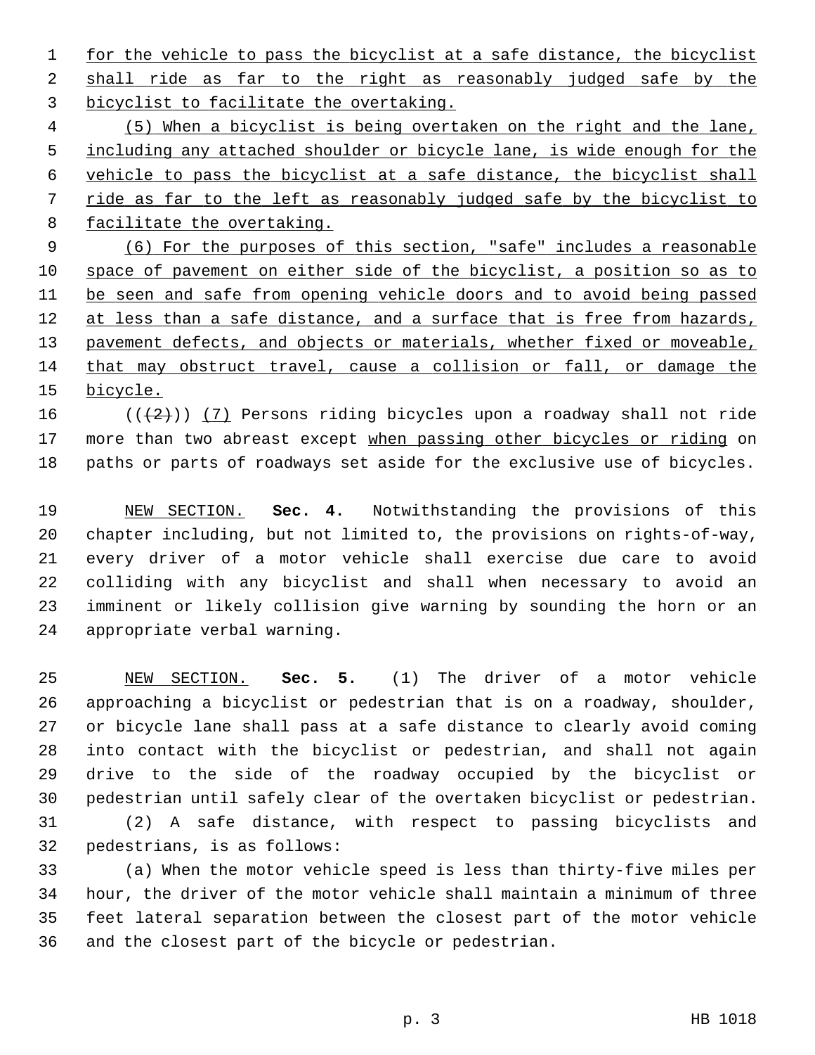for the vehicle to pass the bicyclist at a safe distance, the bicyclist shall ride as far to the right as reasonably judged safe by the bicyclist to facilitate the overtaking.

(5) When a bicyclist is being overtaken on the right and the lane, including any attached shoulder or bicycle lane, is wide enough for the vehicle to pass the bicyclist at a safe distance, the bicyclist shall ride as far to the left as reasonably judged safe by the bicyclist to facilitate the overtaking.

(6) For the purposes of this section, "safe" includes a reasonable space of pavement on either side of the bicyclist, a position so as to be seen and safe from opening vehicle doors and to avoid being passed at less than a safe distance, and a surface that is free from hazards, pavement defects, and objects or materials, whether fixed or moveable, that may obstruct travel, cause a collision or fall, or damage the bicycle.

~~((2))~~ (7) Persons riding bicycles upon a roadway shall not ride more than two abreast except when passing other bicycles or riding on paths or parts of roadways set aside for the exclusive use of bicycles.

NEW SECTION. **Sec. 4.** Notwithstanding the provisions of this chapter including, but not limited to, the provisions on rights-of-way, every driver of a motor vehicle shall exercise due care to avoid colliding with any bicyclist and shall when necessary to avoid an imminent or likely collision give warning by sounding the horn or an appropriate verbal warning.

NEW SECTION. **Sec. 5.** (1) The driver of a motor vehicle approaching a bicyclist or pedestrian that is on a roadway, shoulder, or bicycle lane shall pass at a safe distance to clearly avoid coming into contact with the bicyclist or pedestrian, and shall not again drive to the side of the roadway occupied by the bicyclist or pedestrian until safely clear of the overtaken bicyclist or pedestrian.

(2) A safe distance, with respect to passing bicyclists and pedestrians, is as follows:

(a) When the motor vehicle speed is less than thirty-five miles per hour, the driver of the motor vehicle shall maintain a minimum of three feet lateral separation between the closest part of the motor vehicle and the closest part of the bicycle or pedestrian.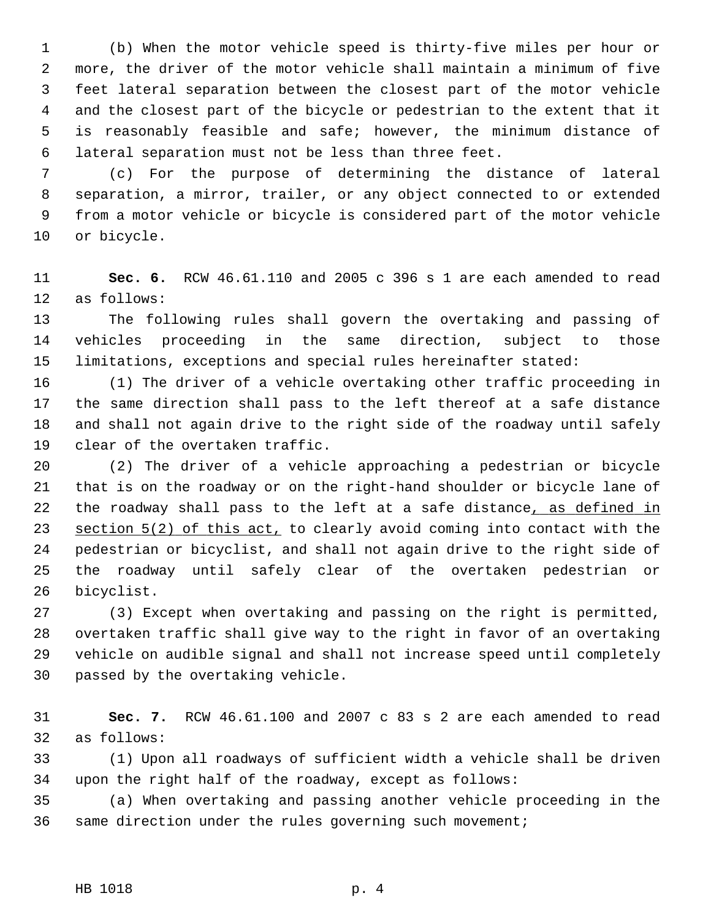(b) When the motor vehicle speed is thirty-five miles per hour or more, the driver of the motor vehicle shall maintain a minimum of five feet lateral separation between the closest part of the motor vehicle and the closest part of the bicycle or pedestrian to the extent that it is reasonably feasible and safe; however, the minimum distance of lateral separation must not be less than three feet.

(c) For the purpose of determining the distance of lateral separation, a mirror, trailer, or any object connected to or extended from a motor vehicle or bicycle is considered part of the motor vehicle or bicycle.

**Sec. 6.** RCW 46.61.110 and 2005 c 396 s 1 are each amended to read as follows:

The following rules shall govern the overtaking and passing of vehicles proceeding in the same direction, subject to those limitations, exceptions and special rules hereinafter stated:

(1) The driver of a vehicle overtaking other traffic proceeding in the same direction shall pass to the left thereof at a safe distance and shall not again drive to the right side of the roadway until safely clear of the overtaken traffic.

(2) The driver of a vehicle approaching a pedestrian or bicycle that is on the roadway or on the right-hand shoulder or bicycle lane of the roadway shall pass to the left at a safe distance<u>, as defined in section 5(2) of this act,</u> to clearly avoid coming into contact with the pedestrian or bicyclist, and shall not again drive to the right side of the roadway until safely clear of the overtaken pedestrian or bicyclist.

(3) Except when overtaking and passing on the right is permitted, overtaken traffic shall give way to the right in favor of an overtaking vehicle on audible signal and shall not increase speed until completely passed by the overtaking vehicle.

**Sec. 7.** RCW 46.61.100 and 2007 c 83 s 2 are each amended to read as follows:

(1) Upon all roadways of sufficient width a vehicle shall be driven upon the right half of the roadway, except as follows:

(a) When overtaking and passing another vehicle proceeding in the same direction under the rules governing such movement;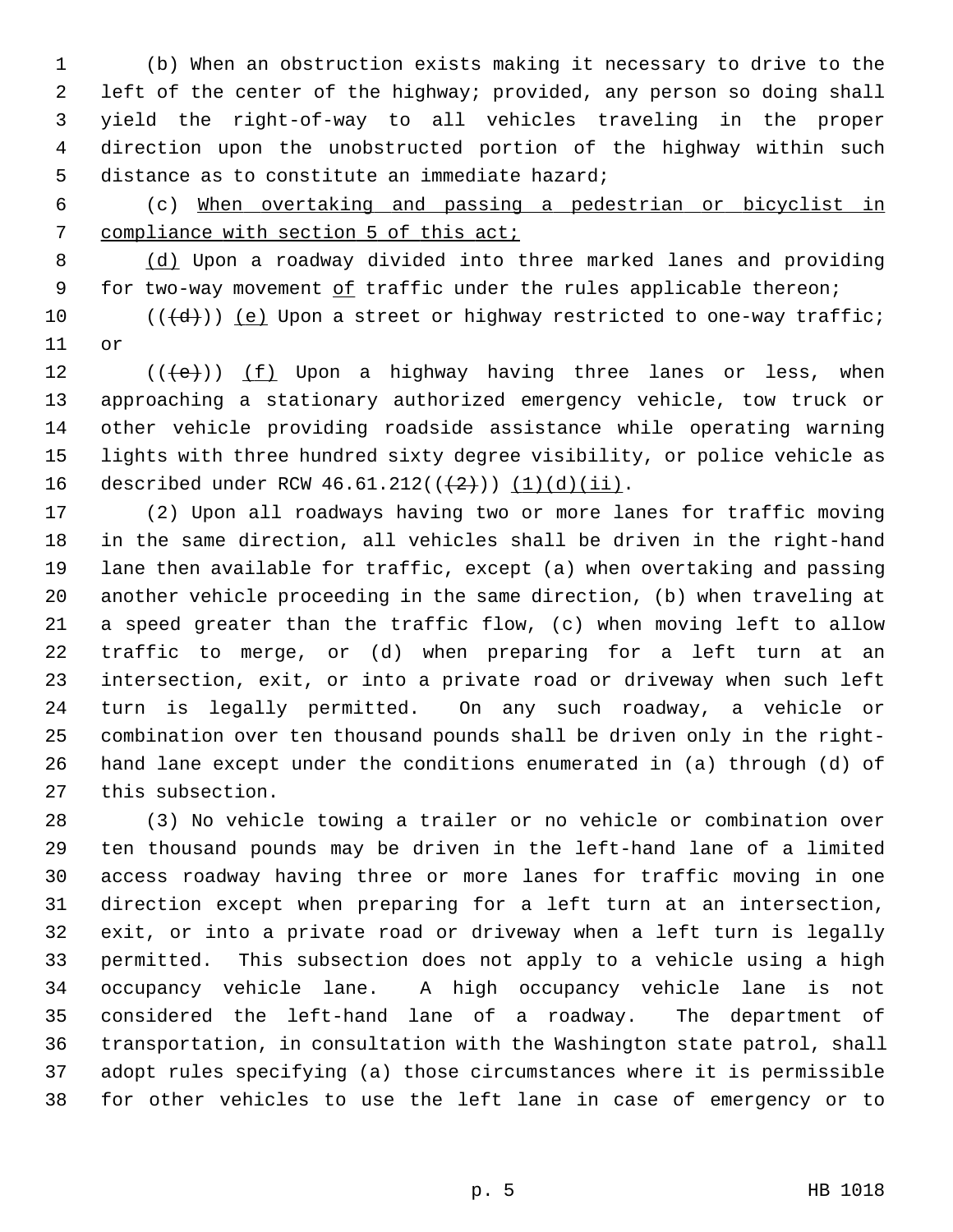(b) When an obstruction exists making it necessary to drive to the left of the center of the highway; provided, any person so doing shall yield the right-of-way to all vehicles traveling in the proper direction upon the unobstructed portion of the highway within such distance as to constitute an immediate hazard;

(c) When overtaking and passing a pedestrian or bicyclist in compliance with section 5 of this act;

(d) Upon a roadway divided into three marked lanes and providing for two-way movement of traffic under the rules applicable thereon;

(((d))) (e) Upon a street or highway restricted to one-way traffic; or

(((e))) (f) Upon a highway having three lanes or less, when approaching a stationary authorized emergency vehicle, tow truck or other vehicle providing roadside assistance while operating warning lights with three hundred sixty degree visibility, or police vehicle as described under RCW 46.61.212(((2))) (1)(d)(ii).

(2) Upon all roadways having two or more lanes for traffic moving in the same direction, all vehicles shall be driven in the right-hand lane then available for traffic, except (a) when overtaking and passing another vehicle proceeding in the same direction, (b) when traveling at a speed greater than the traffic flow, (c) when moving left to allow traffic to merge, or (d) when preparing for a left turn at an intersection, exit, or into a private road or driveway when such left turn is legally permitted. On any such roadway, a vehicle or combination over ten thousand pounds shall be driven only in the right-hand lane except under the conditions enumerated in (a) through (d) of this subsection.

(3) No vehicle towing a trailer or no vehicle or combination over ten thousand pounds may be driven in the left-hand lane of a limited access roadway having three or more lanes for traffic moving in one direction except when preparing for a left turn at an intersection, exit, or into a private road or driveway when a left turn is legally permitted. This subsection does not apply to a vehicle using a high occupancy vehicle lane. A high occupancy vehicle lane is not considered the left-hand lane of a roadway. The department of transportation, in consultation with the Washington state patrol, shall adopt rules specifying (a) those circumstances where it is permissible for other vehicles to use the left lane in case of emergency or to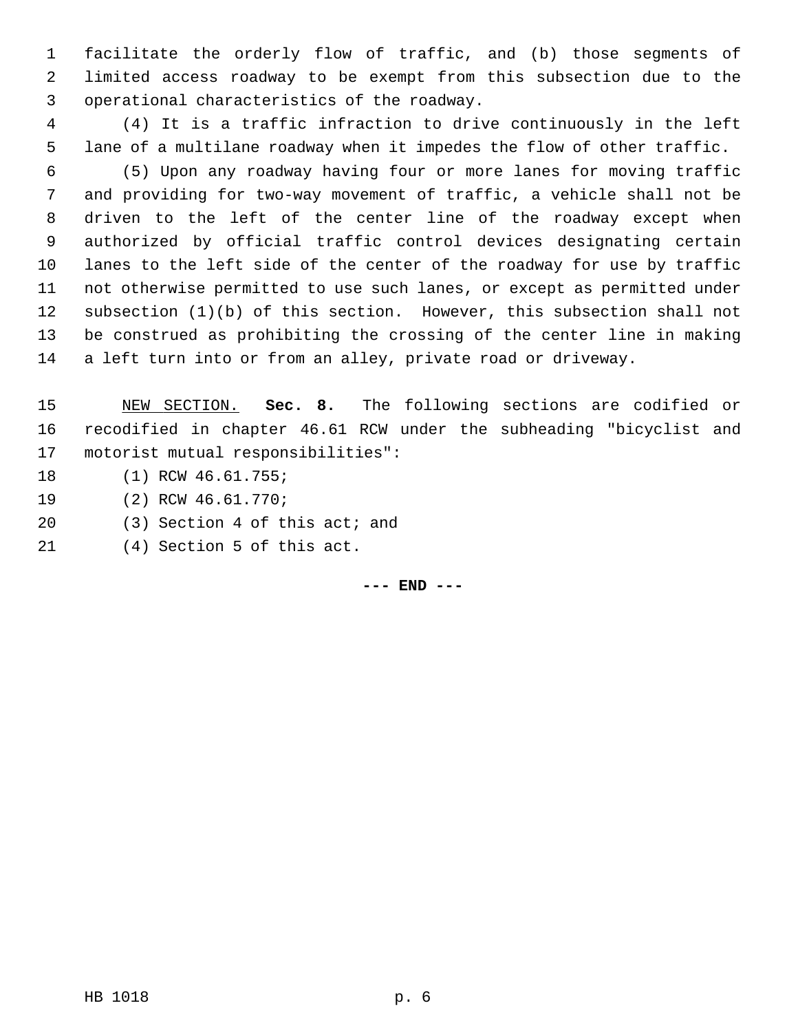facilitate the orderly flow of traffic, and (b) those segments of limited access roadway to be exempt from this subsection due to the operational characteristics of the roadway.

(4) It is a traffic infraction to drive continuously in the left lane of a multilane roadway when it impedes the flow of other traffic.

(5) Upon any roadway having four or more lanes for moving traffic and providing for two-way movement of traffic, a vehicle shall not be driven to the left of the center line of the roadway except when authorized by official traffic control devices designating certain lanes to the left side of the center of the roadway for use by traffic not otherwise permitted to use such lanes, or except as permitted under subsection (1)(b) of this section. However, this subsection shall not be construed as prohibiting the crossing of the center line in making a left turn into or from an alley, private road or driveway.

NEW SECTION. **Sec. 8.** The following sections are codified or recodified in chapter 46.61 RCW under the subheading "bicyclist and motorist mutual responsibilities":

(1) RCW 46.61.755;

(2) RCW 46.61.770;

(3) Section 4 of this act; and

(4) Section 5 of this act.

**--- END ---**